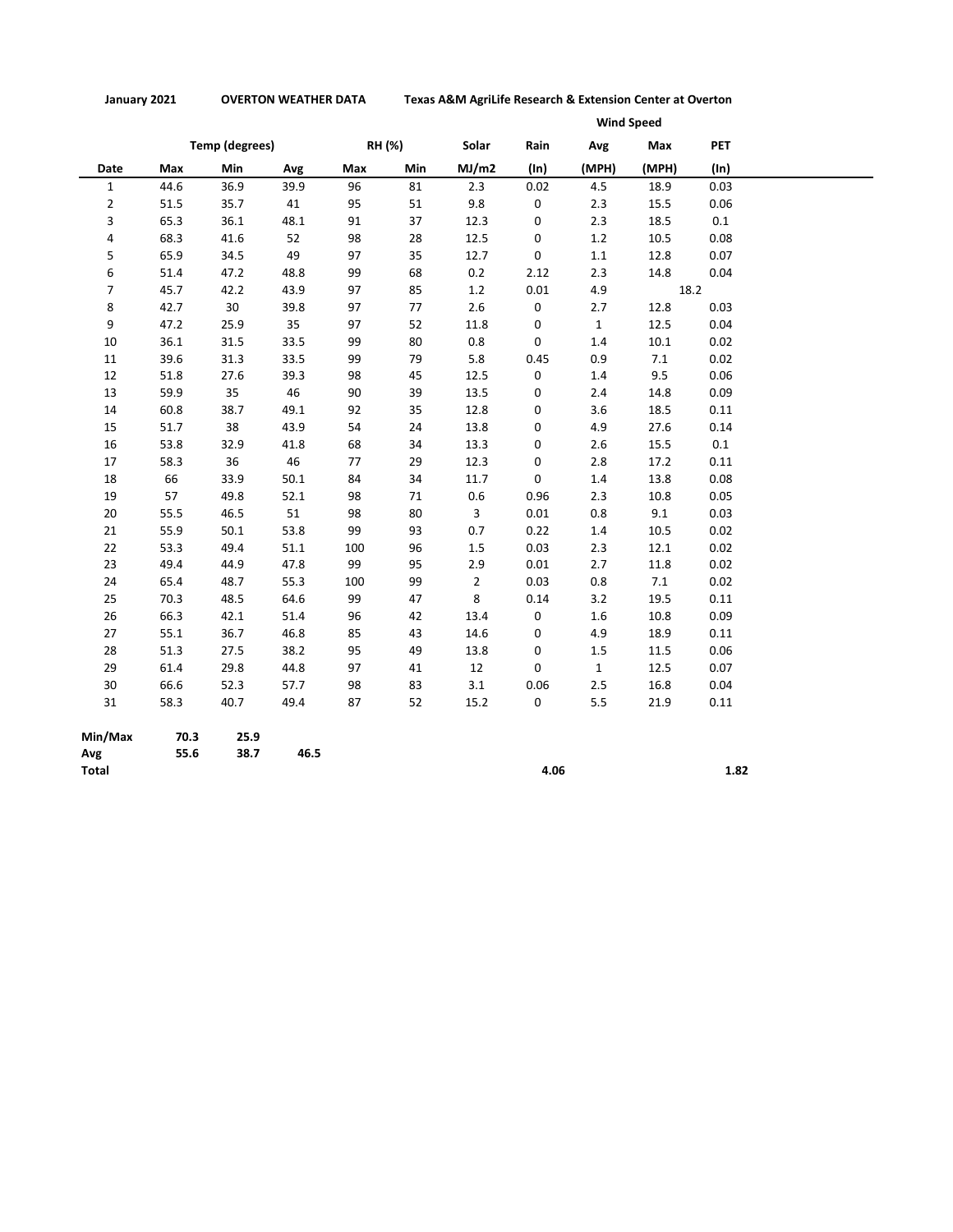**January 2021** **OVERTON WEATHER DATA** **Texas A&M AgriLife Research & Extension Center at Overton**

| | Temp (degrees) | | | RH (%) | | Solar | Rain | Wind Speed | | PET |
|---|---|---|---|---|---|---|---|---|---|---|
| | | | | | | | | Avg | Max | |
| Date | Max | Min | Avg | Max | Min | MJ/m2 | (In) | (MPH) | (MPH) | (In) |
| 1 | 44.6 | 36.9 | 39.9 | 96 | 81 | 2.3 | 0.02 | 4.5 | 18.9 | 0.03 |
| 2 | 51.5 | 35.7 | 41 | 95 | 51 | 9.8 | 0 | 2.3 | 15.5 | 0.06 |
| 3 | 65.3 | 36.1 | 48.1 | 91 | 37 | 12.3 | 0 | 2.3 | 18.5 | 0.1 |
| 4 | 68.3 | 41.6 | 52 | 98 | 28 | 12.5 | 0 | 1.2 | 10.5 | 0.08 |
| 5 | 65.9 | 34.5 | 49 | 97 | 35 | 12.7 | 0 | 1.1 | 12.8 | 0.07 |
| 6 | 51.4 | 47.2 | 48.8 | 99 | 68 | 0.2 | 2.12 | 2.3 | 14.8 | 0.04 |
| 7 | 45.7 | 42.2 | 43.9 | 97 | 85 | 1.2 | 0.01 | 4.9 | 18.2 | |
| 8 | 42.7 | 30 | 39.8 | 97 | 77 | 2.6 | 0 | 2.7 | 12.8 | 0.03 |
| 9 | 47.2 | 25.9 | 35 | 97 | 52 | 11.8 | 0 | 1 | 12.5 | 0.04 |
| 10 | 36.1 | 31.5 | 33.5 | 99 | 80 | 0.8 | 0 | 1.4 | 10.1 | 0.02 |
| 11 | 39.6 | 31.3 | 33.5 | 99 | 79 | 5.8 | 0.45 | 0.9 | 7.1 | 0.02 |
| 12 | 51.8 | 27.6 | 39.3 | 98 | 45 | 12.5 | 0 | 1.4 | 9.5 | 0.06 |
| 13 | 59.9 | 35 | 46 | 90 | 39 | 13.5 | 0 | 2.4 | 14.8 | 0.09 |
| 14 | 60.8 | 38.7 | 49.1 | 92 | 35 | 12.8 | 0 | 3.6 | 18.5 | 0.11 |
| 15 | 51.7 | 38 | 43.9 | 54 | 24 | 13.8 | 0 | 4.9 | 27.6 | 0.14 |
| 16 | 53.8 | 32.9 | 41.8 | 68 | 34 | 13.3 | 0 | 2.6 | 15.5 | 0.1 |
| 17 | 58.3 | 36 | 46 | 77 | 29 | 12.3 | 0 | 2.8 | 17.2 | 0.11 |
| 18 | 66 | 33.9 | 50.1 | 84 | 34 | 11.7 | 0 | 1.4 | 13.8 | 0.08 |
| 19 | 57 | 49.8 | 52.1 | 98 | 71 | 0.6 | 0.96 | 2.3 | 10.8 | 0.05 |
| 20 | 55.5 | 46.5 | 51 | 98 | 80 | 3 | 0.01 | 0.8 | 9.1 | 0.03 |
| 21 | 55.9 | 50.1 | 53.8 | 99 | 93 | 0.7 | 0.22 | 1.4 | 10.5 | 0.02 |
| 22 | 53.3 | 49.4 | 51.1 | 100 | 96 | 1.5 | 0.03 | 2.3 | 12.1 | 0.02 |
| 23 | 49.4 | 44.9 | 47.8 | 99 | 95 | 2.9 | 0.01 | 2.7 | 11.8 | 0.02 |
| 24 | 65.4 | 48.7 | 55.3 | 100 | 99 | 2 | 0.03 | 0.8 | 7.1 | 0.02 |
| 25 | 70.3 | 48.5 | 64.6 | 99 | 47 | 8 | 0.14 | 3.2 | 19.5 | 0.11 |
| 26 | 66.3 | 42.1 | 51.4 | 96 | 42 | 13.4 | 0 | 1.6 | 10.8 | 0.09 |
| 27 | 55.1 | 36.7 | 46.8 | 85 | 43 | 14.6 | 0 | 4.9 | 18.9 | 0.11 |
| 28 | 51.3 | 27.5 | 38.2 | 95 | 49 | 13.8 | 0 | 1.5 | 11.5 | 0.06 |
| 29 | 61.4 | 29.8 | 44.8 | 97 | 41 | 12 | 0 | 1 | 12.5 | 0.07 |
| 30 | 66.6 | 52.3 | 57.7 | 98 | 83 | 3.1 | 0.06 | 2.5 | 16.8 | 0.04 |
| 31 | 58.3 | 40.7 | 49.4 | 87 | 52 | 15.2 | 0 | 5.5 | 21.9 | 0.11 |
| **Min/Max** | **70.3** | **25.9** | | | | | | | | |
| **Avg** | **55.6** | **38.7** | **46.5** | | | | | | | |
| **Total** | | | | | | | **4.06** | | | **1.82** |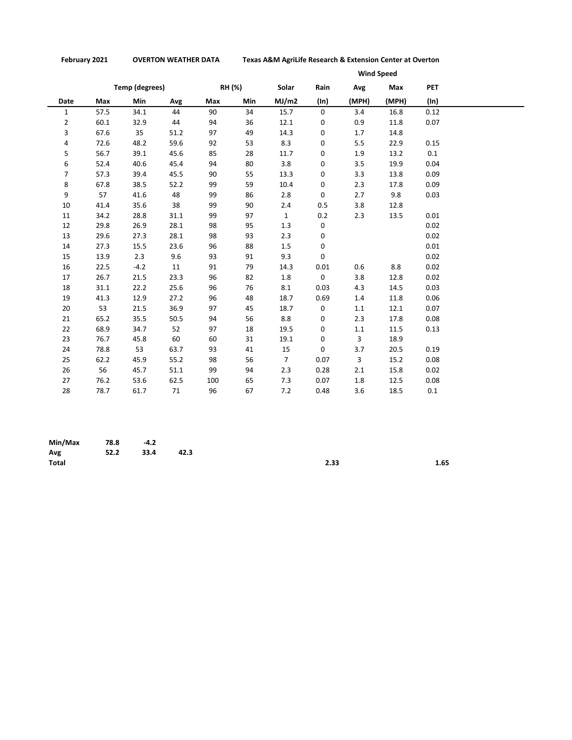**February 2021** **OVERTON WEATHER DATA** **Texas A&M AgriLife Research & Extension Center at Overton**

| | Temp (degrees) | | | RH (%) | | Solar | Rain | Wind Speed | | PET |
|---|---|---|---|---|---|---|---|---|---|---|
| | | | | | | | | Avg | Max | |
| Date | Max | Min | Avg | Max | Min | MJ/m2 | (In) | (MPH) | (MPH) | (In) |
| 1 | 57.5 | 34.1 | 44 | 90 | 34 | 15.7 | 0 | 3.4 | 16.8 | 0.12 |
| 2 | 60.1 | 32.9 | 44 | 94 | 36 | 12.1 | 0 | 0.9 | 11.8 | 0.07 |
| 3 | 67.6 | 35 | 51.2 | 97 | 49 | 14.3 | 0 | 1.7 | 14.8 | |
| 4 | 72.6 | 48.2 | 59.6 | 92 | 53 | 8.3 | 0 | 5.5 | 22.9 | 0.15 |
| 5 | 56.7 | 39.1 | 45.6 | 85 | 28 | 11.7 | 0 | 1.9 | 13.2 | 0.1 |
| 6 | 52.4 | 40.6 | 45.4 | 94 | 80 | 3.8 | 0 | 3.5 | 19.9 | 0.04 |
| 7 | 57.3 | 39.4 | 45.5 | 90 | 55 | 13.3 | 0 | 3.3 | 13.8 | 0.09 |
| 8 | 67.8 | 38.5 | 52.2 | 99 | 59 | 10.4 | 0 | 2.3 | 17.8 | 0.09 |
| 9 | 57 | 41.6 | 48 | 99 | 86 | 2.8 | 0 | 2.7 | 9.8 | 0.03 |
| 10 | 41.4 | 35.6 | 38 | 99 | 90 | 2.4 | 0.5 | 3.8 | 12.8 | |
| 11 | 34.2 | 28.8 | 31.1 | 99 | 97 | 1 | 0.2 | 2.3 | 13.5 | 0.01 |
| 12 | 29.8 | 26.9 | 28.1 | 98 | 95 | 1.3 | 0 | | | 0.02 |
| 13 | 29.6 | 27.3 | 28.1 | 98 | 93 | 2.3 | 0 | | | 0.02 |
| 14 | 27.3 | 15.5 | 23.6 | 96 | 88 | 1.5 | 0 | | | 0.01 |
| 15 | 13.9 | 2.3 | 9.6 | 93 | 91 | 9.3 | 0 | | | 0.02 |
| 16 | 22.5 | -4.2 | 11 | 91 | 79 | 14.3 | 0.01 | 0.6 | 8.8 | 0.02 |
| 17 | 26.7 | 21.5 | 23.3 | 96 | 82 | 1.8 | 0 | 3.8 | 12.8 | 0.02 |
| 18 | 31.1 | 22.2 | 25.6 | 96 | 76 | 8.1 | 0.03 | 4.3 | 14.5 | 0.03 |
| 19 | 41.3 | 12.9 | 27.2 | 96 | 48 | 18.7 | 0.69 | 1.4 | 11.8 | 0.06 |
| 20 | 53 | 21.5 | 36.9 | 97 | 45 | 18.7 | 0 | 1.1 | 12.1 | 0.07 |
| 21 | 65.2 | 35.5 | 50.5 | 94 | 56 | 8.8 | 0 | 2.3 | 17.8 | 0.08 |
| 22 | 68.9 | 34.7 | 52 | 97 | 18 | 19.5 | 0 | 1.1 | 11.5 | 0.13 |
| 23 | 76.7 | 45.8 | 60 | 60 | 31 | 19.1 | 0 | 3 | 18.9 | |
| 24 | 78.8 | 53 | 63.7 | 93 | 41 | 15 | 0 | 3.7 | 20.5 | 0.19 |
| 25 | 62.2 | 45.9 | 55.2 | 98 | 56 | 7 | 0.07 | 3 | 15.2 | 0.08 |
| 26 | 56 | 45.7 | 51.1 | 99 | 94 | 2.3 | 0.28 | 2.1 | 15.8 | 0.02 |
| 27 | 76.2 | 53.6 | 62.5 | 100 | 65 | 7.3 | 0.07 | 1.8 | 12.5 | 0.08 |
| 28 | 78.7 | 61.7 | 71 | 96 | 67 | 7.2 | 0.48 | 3.6 | 18.5 | 0.1 |
| **Min/Max** | **78.8** | **-4.2** | | | | | | | | |
| **Avg** | **52.2** | **33.4** | **42.3** | | | | | | | |
| **Total** | | | | | | | **2.33** | | | **1.65** |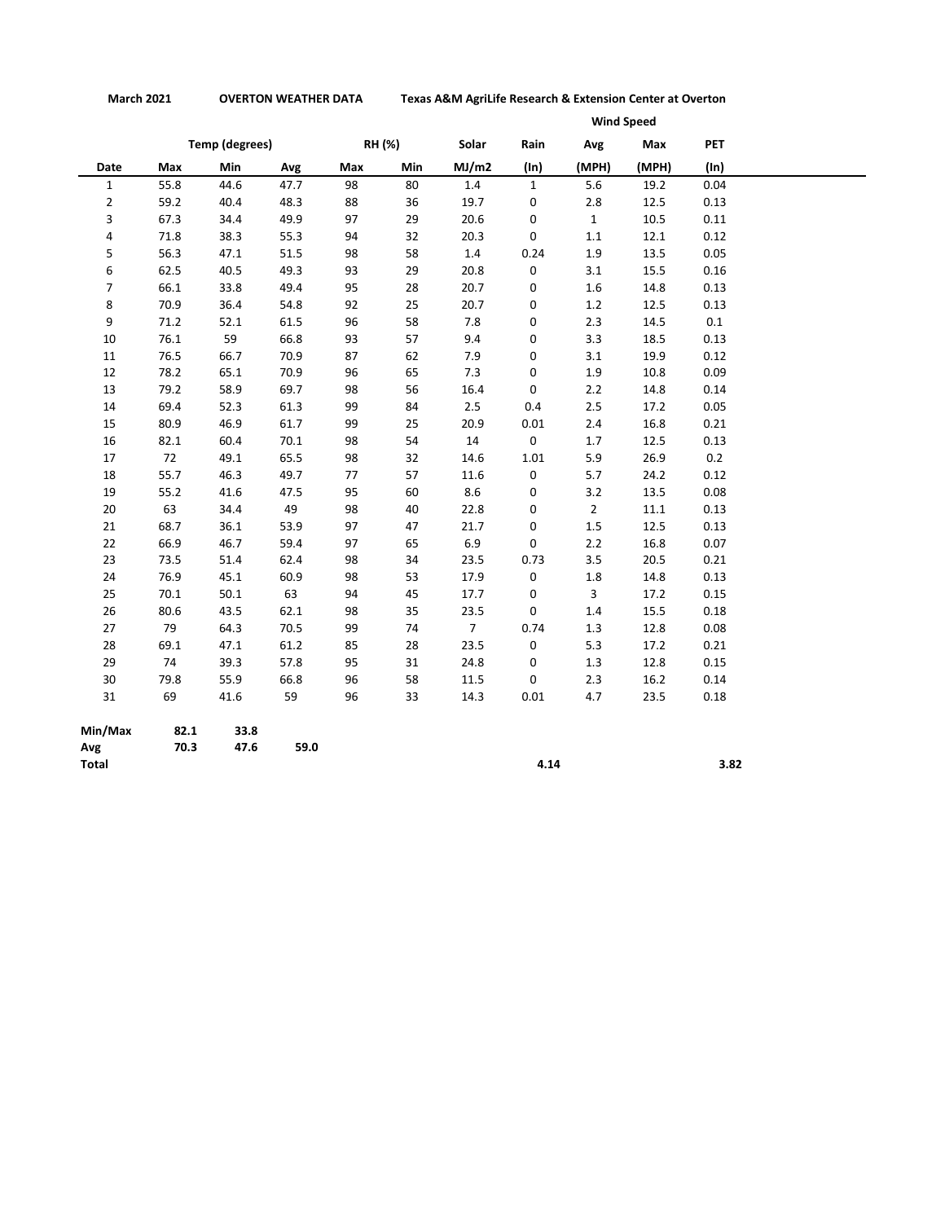**March 2021** **OVERTON WEATHER DATA** **Texas A&M AgriLife Research & Extension Center at Overton**

| | Temp (degrees) | | | RH (%) | | Solar | Rain | Wind Speed | | PET |
|---|---|---|---|---|---|---|---|---|---|---|
| | | | | | | | | Avg | Max | |
| Date | Max | Min | Avg | Max | Min | MJ/m2 | (In) | (MPH) | (MPH) | (In) |
| 1 | 55.8 | 44.6 | 47.7 | 98 | 80 | 1.4 | 1 | 5.6 | 19.2 | 0.04 |
| 2 | 59.2 | 40.4 | 48.3 | 88 | 36 | 19.7 | 0 | 2.8 | 12.5 | 0.13 |
| 3 | 67.3 | 34.4 | 49.9 | 97 | 29 | 20.6 | 0 | 1 | 10.5 | 0.11 |
| 4 | 71.8 | 38.3 | 55.3 | 94 | 32 | 20.3 | 0 | 1.1 | 12.1 | 0.12 |
| 5 | 56.3 | 47.1 | 51.5 | 98 | 58 | 1.4 | 0.24 | 1.9 | 13.5 | 0.05 |
| 6 | 62.5 | 40.5 | 49.3 | 93 | 29 | 20.8 | 0 | 3.1 | 15.5 | 0.16 |
| 7 | 66.1 | 33.8 | 49.4 | 95 | 28 | 20.7 | 0 | 1.6 | 14.8 | 0.13 |
| 8 | 70.9 | 36.4 | 54.8 | 92 | 25 | 20.7 | 0 | 1.2 | 12.5 | 0.13 |
| 9 | 71.2 | 52.1 | 61.5 | 96 | 58 | 7.8 | 0 | 2.3 | 14.5 | 0.1 |
| 10 | 76.1 | 59 | 66.8 | 93 | 57 | 9.4 | 0 | 3.3 | 18.5 | 0.13 |
| 11 | 76.5 | 66.7 | 70.9 | 87 | 62 | 7.9 | 0 | 3.1 | 19.9 | 0.12 |
| 12 | 78.2 | 65.1 | 70.9 | 96 | 65 | 7.3 | 0 | 1.9 | 10.8 | 0.09 |
| 13 | 79.2 | 58.9 | 69.7 | 98 | 56 | 16.4 | 0 | 2.2 | 14.8 | 0.14 |
| 14 | 69.4 | 52.3 | 61.3 | 99 | 84 | 2.5 | 0.4 | 2.5 | 17.2 | 0.05 |
| 15 | 80.9 | 46.9 | 61.7 | 99 | 25 | 20.9 | 0.01 | 2.4 | 16.8 | 0.21 |
| 16 | 82.1 | 60.4 | 70.1 | 98 | 54 | 14 | 0 | 1.7 | 12.5 | 0.13 |
| 17 | 72 | 49.1 | 65.5 | 98 | 32 | 14.6 | 1.01 | 5.9 | 26.9 | 0.2 |
| 18 | 55.7 | 46.3 | 49.7 | 77 | 57 | 11.6 | 0 | 5.7 | 24.2 | 0.12 |
| 19 | 55.2 | 41.6 | 47.5 | 95 | 60 | 8.6 | 0 | 3.2 | 13.5 | 0.08 |
| 20 | 63 | 34.4 | 49 | 98 | 40 | 22.8 | 0 | 2 | 11.1 | 0.13 |
| 21 | 68.7 | 36.1 | 53.9 | 97 | 47 | 21.7 | 0 | 1.5 | 12.5 | 0.13 |
| 22 | 66.9 | 46.7 | 59.4 | 97 | 65 | 6.9 | 0 | 2.2 | 16.8 | 0.07 |
| 23 | 73.5 | 51.4 | 62.4 | 98 | 34 | 23.5 | 0.73 | 3.5 | 20.5 | 0.21 |
| 24 | 76.9 | 45.1 | 60.9 | 98 | 53 | 17.9 | 0 | 1.8 | 14.8 | 0.13 |
| 25 | 70.1 | 50.1 | 63 | 94 | 45 | 17.7 | 0 | 3 | 17.2 | 0.15 |
| 26 | 80.6 | 43.5 | 62.1 | 98 | 35 | 23.5 | 0 | 1.4 | 15.5 | 0.18 |
| 27 | 79 | 64.3 | 70.5 | 99 | 74 | 7 | 0.74 | 1.3 | 12.8 | 0.08 |
| 28 | 69.1 | 47.1 | 61.2 | 85 | 28 | 23.5 | 0 | 5.3 | 17.2 | 0.21 |
| 29 | 74 | 39.3 | 57.8 | 95 | 31 | 24.8 | 0 | 1.3 | 12.8 | 0.15 |
| 30 | 79.8 | 55.9 | 66.8 | 96 | 58 | 11.5 | 0 | 2.3 | 16.2 | 0.14 |
| 31 | 69 | 41.6 | 59 | 96 | 33 | 14.3 | 0.01 | 4.7 | 23.5 | 0.18 |
| **Min/Max** | **82.1** | **33.8** | | | | | | | | |
| **Avg** | **70.3** | **47.6** | **59.0** | | | | | | | |
| **Total** | | | | | | | **4.14** | | | **3.82** |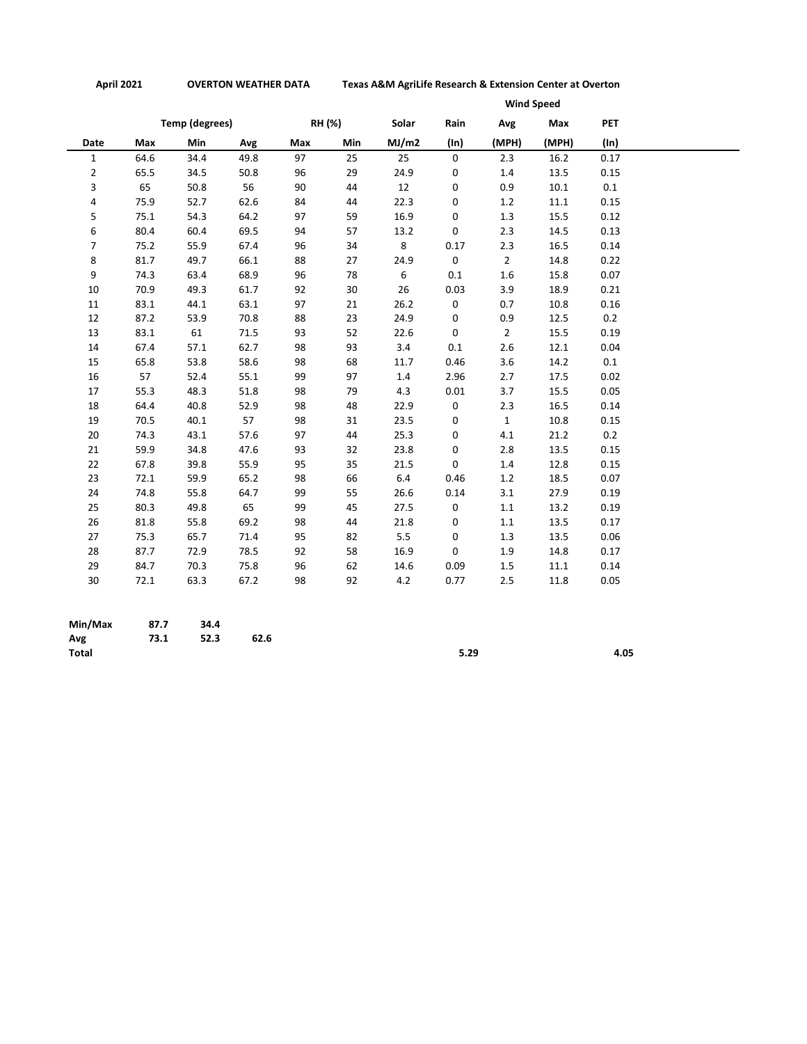**April 2021** **OVERTON WEATHER DATA** **Texas A&M AgriLife Research & Extension Center at Overton**

| | Temp (degrees) | | | RH (%) | | Solar | Rain | Wind Speed | | PET |
|---|---|---|---|---|---|---|---|---|---|---|
| | | | | | | | | Avg | Max | |
| Date | Max | Min | Avg | Max | Min | MJ/m2 | (In) | (MPH) | (MPH) | (In) |
| 1 | 64.6 | 34.4 | 49.8 | 97 | 25 | 25 | 0 | 2.3 | 16.2 | 0.17 |
| 2 | 65.5 | 34.5 | 50.8 | 96 | 29 | 24.9 | 0 | 1.4 | 13.5 | 0.15 |
| 3 | 65 | 50.8 | 56 | 90 | 44 | 12 | 0 | 0.9 | 10.1 | 0.1 |
| 4 | 75.9 | 52.7 | 62.6 | 84 | 44 | 22.3 | 0 | 1.2 | 11.1 | 0.15 |
| 5 | 75.1 | 54.3 | 64.2 | 97 | 59 | 16.9 | 0 | 1.3 | 15.5 | 0.12 |
| 6 | 80.4 | 60.4 | 69.5 | 94 | 57 | 13.2 | 0 | 2.3 | 14.5 | 0.13 |
| 7 | 75.2 | 55.9 | 67.4 | 96 | 34 | 8 | 0.17 | 2.3 | 16.5 | 0.14 |
| 8 | 81.7 | 49.7 | 66.1 | 88 | 27 | 24.9 | 0 | 2 | 14.8 | 0.22 |
| 9 | 74.3 | 63.4 | 68.9 | 96 | 78 | 6 | 0.1 | 1.6 | 15.8 | 0.07 |
| 10 | 70.9 | 49.3 | 61.7 | 92 | 30 | 26 | 0.03 | 3.9 | 18.9 | 0.21 |
| 11 | 83.1 | 44.1 | 63.1 | 97 | 21 | 26.2 | 0 | 0.7 | 10.8 | 0.16 |
| 12 | 87.2 | 53.9 | 70.8 | 88 | 23 | 24.9 | 0 | 0.9 | 12.5 | 0.2 |
| 13 | 83.1 | 61 | 71.5 | 93 | 52 | 22.6 | 0 | 2 | 15.5 | 0.19 |
| 14 | 67.4 | 57.1 | 62.7 | 98 | 93 | 3.4 | 0.1 | 2.6 | 12.1 | 0.04 |
| 15 | 65.8 | 53.8 | 58.6 | 98 | 68 | 11.7 | 0.46 | 3.6 | 14.2 | 0.1 |
| 16 | 57 | 52.4 | 55.1 | 99 | 97 | 1.4 | 2.96 | 2.7 | 17.5 | 0.02 |
| 17 | 55.3 | 48.3 | 51.8 | 98 | 79 | 4.3 | 0.01 | 3.7 | 15.5 | 0.05 |
| 18 | 64.4 | 40.8 | 52.9 | 98 | 48 | 22.9 | 0 | 2.3 | 16.5 | 0.14 |
| 19 | 70.5 | 40.1 | 57 | 98 | 31 | 23.5 | 0 | 1 | 10.8 | 0.15 |
| 20 | 74.3 | 43.1 | 57.6 | 97 | 44 | 25.3 | 0 | 4.1 | 21.2 | 0.2 |
| 21 | 59.9 | 34.8 | 47.6 | 93 | 32 | 23.8 | 0 | 2.8 | 13.5 | 0.15 |
| 22 | 67.8 | 39.8 | 55.9 | 95 | 35 | 21.5 | 0 | 1.4 | 12.8 | 0.15 |
| 23 | 72.1 | 59.9 | 65.2 | 98 | 66 | 6.4 | 0.46 | 1.2 | 18.5 | 0.07 |
| 24 | 74.8 | 55.8 | 64.7 | 99 | 55 | 26.6 | 0.14 | 3.1 | 27.9 | 0.19 |
| 25 | 80.3 | 49.8 | 65 | 99 | 45 | 27.5 | 0 | 1.1 | 13.2 | 0.19 |
| 26 | 81.8 | 55.8 | 69.2 | 98 | 44 | 21.8 | 0 | 1.1 | 13.5 | 0.17 |
| 27 | 75.3 | 65.7 | 71.4 | 95 | 82 | 5.5 | 0 | 1.3 | 13.5 | 0.06 |
| 28 | 87.7 | 72.9 | 78.5 | 92 | 58 | 16.9 | 0 | 1.9 | 14.8 | 0.17 |
| 29 | 84.7 | 70.3 | 75.8 | 96 | 62 | 14.6 | 0.09 | 1.5 | 11.1 | 0.14 |
| 30 | 72.1 | 63.3 | 67.2 | 98 | 92 | 4.2 | 0.77 | 2.5 | 11.8 | 0.05 |
| | | | | | | | | | | |
| **Min/Max** | **87.7** | **34.4** | | | | | | | | |
| **Avg** | **73.1** | **52.3** | **62.6** | | | | | | | |
| **Total** | | | | | | | **5.29** | | | **4.05** |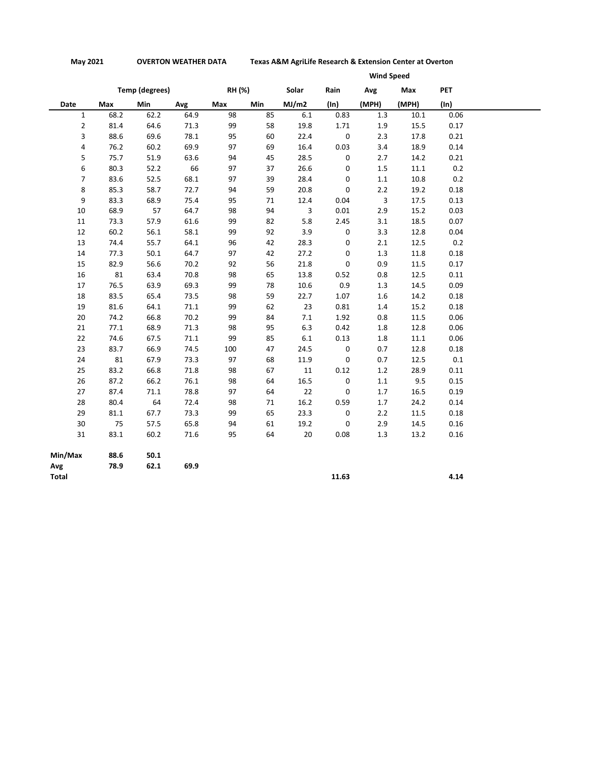**May 2021** **OVERTON WEATHER DATA** **Texas A&M AgriLife Research & Extension Center at Overton**

| | Temp (degrees) | | | RH (%) | | Solar | Rain | Wind Speed | | PET |
|---|---|---|---|---|---|---|---|---|---|---|
| | | | | | | | | Avg | Max | |
| Date | Max | Min | Avg | Max | Min | MJ/m2 | (In) | (MPH) | (MPH) | (In) |
| 1 | 68.2 | 62.2 | 64.9 | 98 | 85 | 6.1 | 0.83 | 1.3 | 10.1 | 0.06 |
| 2 | 81.4 | 64.6 | 71.3 | 99 | 58 | 19.8 | 1.71 | 1.9 | 15.5 | 0.17 |
| 3 | 88.6 | 69.6 | 78.1 | 95 | 60 | 22.4 | 0 | 2.3 | 17.8 | 0.21 |
| 4 | 76.2 | 60.2 | 69.9 | 97 | 69 | 16.4 | 0.03 | 3.4 | 18.9 | 0.14 |
| 5 | 75.7 | 51.9 | 63.6 | 94 | 45 | 28.5 | 0 | 2.7 | 14.2 | 0.21 |
| 6 | 80.3 | 52.2 | 66 | 97 | 37 | 26.6 | 0 | 1.5 | 11.1 | 0.2 |
| 7 | 83.6 | 52.5 | 68.1 | 97 | 39 | 28.4 | 0 | 1.1 | 10.8 | 0.2 |
| 8 | 85.3 | 58.7 | 72.7 | 94 | 59 | 20.8 | 0 | 2.2 | 19.2 | 0.18 |
| 9 | 83.3 | 68.9 | 75.4 | 95 | 71 | 12.4 | 0.04 | 3 | 17.5 | 0.13 |
| 10 | 68.9 | 57 | 64.7 | 98 | 94 | 3 | 0.01 | 2.9 | 15.2 | 0.03 |
| 11 | 73.3 | 57.9 | 61.6 | 99 | 82 | 5.8 | 2.45 | 3.1 | 18.5 | 0.07 |
| 12 | 60.2 | 56.1 | 58.1 | 99 | 92 | 3.9 | 0 | 3.3 | 12.8 | 0.04 |
| 13 | 74.4 | 55.7 | 64.1 | 96 | 42 | 28.3 | 0 | 2.1 | 12.5 | 0.2 |
| 14 | 77.3 | 50.1 | 64.7 | 97 | 42 | 27.2 | 0 | 1.3 | 11.8 | 0.18 |
| 15 | 82.9 | 56.6 | 70.2 | 92 | 56 | 21.8 | 0 | 0.9 | 11.5 | 0.17 |
| 16 | 81 | 63.4 | 70.8 | 98 | 65 | 13.8 | 0.52 | 0.8 | 12.5 | 0.11 |
| 17 | 76.5 | 63.9 | 69.3 | 99 | 78 | 10.6 | 0.9 | 1.3 | 14.5 | 0.09 |
| 18 | 83.5 | 65.4 | 73.5 | 98 | 59 | 22.7 | 1.07 | 1.6 | 14.2 | 0.18 |
| 19 | 81.6 | 64.1 | 71.1 | 99 | 62 | 23 | 0.81 | 1.4 | 15.2 | 0.18 |
| 20 | 74.2 | 66.8 | 70.2 | 99 | 84 | 7.1 | 1.92 | 0.8 | 11.5 | 0.06 |
| 21 | 77.1 | 68.9 | 71.3 | 98 | 95 | 6.3 | 0.42 | 1.8 | 12.8 | 0.06 |
| 22 | 74.6 | 67.5 | 71.1 | 99 | 85 | 6.1 | 0.13 | 1.8 | 11.1 | 0.06 |
| 23 | 83.7 | 66.9 | 74.5 | 100 | 47 | 24.5 | 0 | 0.7 | 12.8 | 0.18 |
| 24 | 81 | 67.9 | 73.3 | 97 | 68 | 11.9 | 0 | 0.7 | 12.5 | 0.1 |
| 25 | 83.2 | 66.8 | 71.8 | 98 | 67 | 11 | 0.12 | 1.2 | 28.9 | 0.11 |
| 26 | 87.2 | 66.2 | 76.1 | 98 | 64 | 16.5 | 0 | 1.1 | 9.5 | 0.15 |
| 27 | 87.4 | 71.1 | 78.8 | 97 | 64 | 22 | 0 | 1.7 | 16.5 | 0.19 |
| 28 | 80.4 | 64 | 72.4 | 98 | 71 | 16.2 | 0.59 | 1.7 | 24.2 | 0.14 |
| 29 | 81.1 | 67.7 | 73.3 | 99 | 65 | 23.3 | 0 | 2.2 | 11.5 | 0.18 |
| 30 | 75 | 57.5 | 65.8 | 94 | 61 | 19.2 | 0 | 2.9 | 14.5 | 0.16 |
| 31 | 83.1 | 60.2 | 71.6 | 95 | 64 | 20 | 0.08 | 1.3 | 13.2 | 0.16 |
| **Min/Max** | **88.6** | **50.1** | | | | | | | | |
| **Avg** | **78.9** | **62.1** | **69.9** | | | | | | | |
| **Total** | | | | | | | **11.63** | | | **4.14** |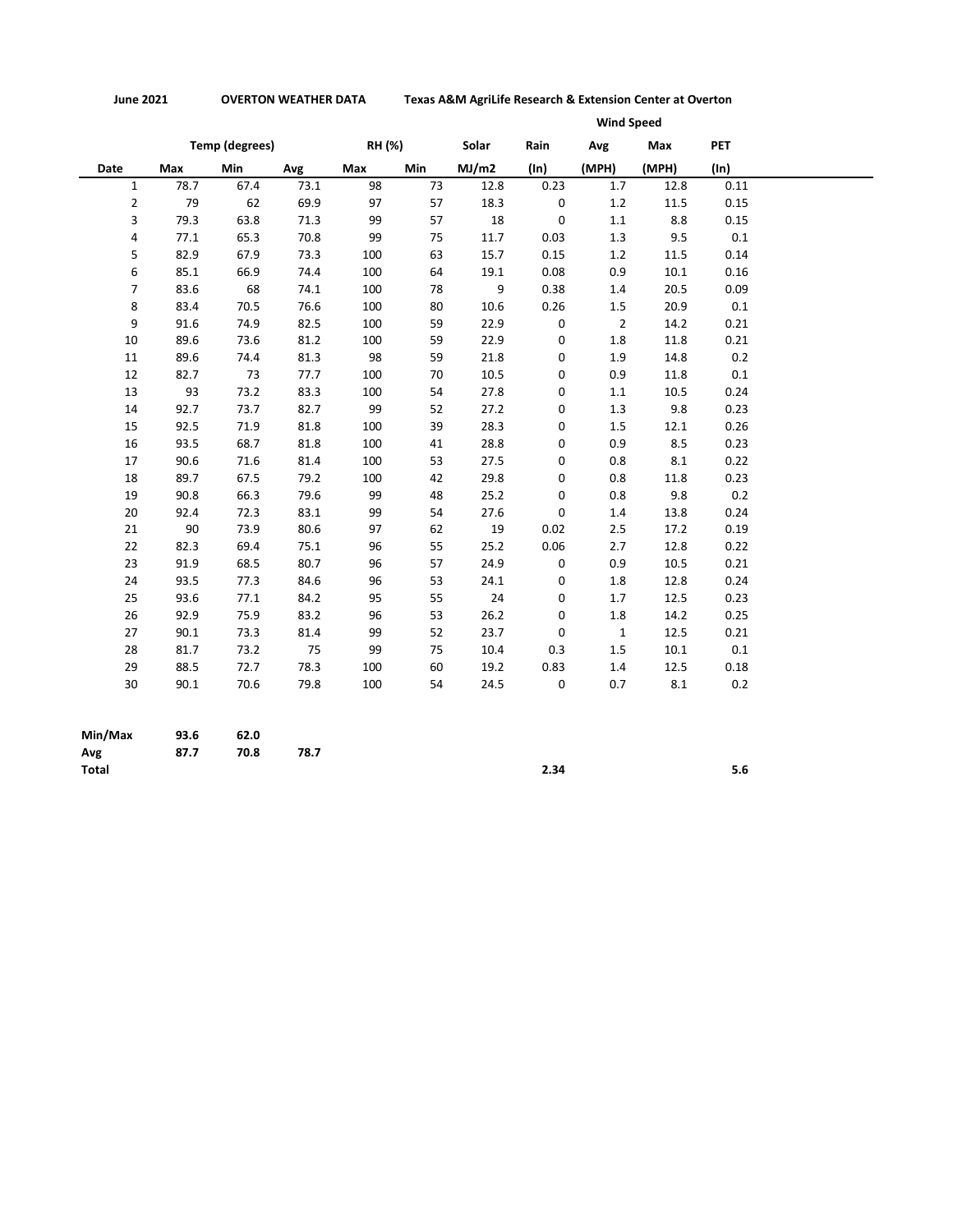**June 2021** **OVERTON WEATHER DATA** **Texas A&M AgriLife Research & Extension Center at Overton**

| | Temp (degrees) | | | RH (%) | | Solar | Rain | Wind Speed | | PET |
|---|---|---|---|---|---|---|---|---|---|---|
| **Date** | **Max** | **Min** | **Avg** | **Max** | **Min** | **MJ/m2** | **(In)** | **Avg (MPH)** | **Max (MPH)** | **(In)** |
| 1 | 78.7 | 67.4 | 73.1 | 98 | 73 | 12.8 | 0.23 | 1.7 | 12.8 | 0.11 |
| 2 | 79 | 62 | 69.9 | 97 | 57 | 18.3 | 0 | 1.2 | 11.5 | 0.15 |
| 3 | 79.3 | 63.8 | 71.3 | 99 | 57 | 18 | 0 | 1.1 | 8.8 | 0.15 |
| 4 | 77.1 | 65.3 | 70.8 | 99 | 75 | 11.7 | 0.03 | 1.3 | 9.5 | 0.1 |
| 5 | 82.9 | 67.9 | 73.3 | 100 | 63 | 15.7 | 0.15 | 1.2 | 11.5 | 0.14 |
| 6 | 85.1 | 66.9 | 74.4 | 100 | 64 | 19.1 | 0.08 | 0.9 | 10.1 | 0.16 |
| 7 | 83.6 | 68 | 74.1 | 100 | 78 | 9 | 0.38 | 1.4 | 20.5 | 0.09 |
| 8 | 83.4 | 70.5 | 76.6 | 100 | 80 | 10.6 | 0.26 | 1.5 | 20.9 | 0.1 |
| 9 | 91.6 | 74.9 | 82.5 | 100 | 59 | 22.9 | 0 | 2 | 14.2 | 0.21 |
| 10 | 89.6 | 73.6 | 81.2 | 100 | 59 | 22.9 | 0 | 1.8 | 11.8 | 0.21 |
| 11 | 89.6 | 74.4 | 81.3 | 98 | 59 | 21.8 | 0 | 1.9 | 14.8 | 0.2 |
| 12 | 82.7 | 73 | 77.7 | 100 | 70 | 10.5 | 0 | 0.9 | 11.8 | 0.1 |
| 13 | 93 | 73.2 | 83.3 | 100 | 54 | 27.8 | 0 | 1.1 | 10.5 | 0.24 |
| 14 | 92.7 | 73.7 | 82.7 | 99 | 52 | 27.2 | 0 | 1.3 | 9.8 | 0.23 |
| 15 | 92.5 | 71.9 | 81.8 | 100 | 39 | 28.3 | 0 | 1.5 | 12.1 | 0.26 |
| 16 | 93.5 | 68.7 | 81.8 | 100 | 41 | 28.8 | 0 | 0.9 | 8.5 | 0.23 |
| 17 | 90.6 | 71.6 | 81.4 | 100 | 53 | 27.5 | 0 | 0.8 | 8.1 | 0.22 |
| 18 | 89.7 | 67.5 | 79.2 | 100 | 42 | 29.8 | 0 | 0.8 | 11.8 | 0.23 |
| 19 | 90.8 | 66.3 | 79.6 | 99 | 48 | 25.2 | 0 | 0.8 | 9.8 | 0.2 |
| 20 | 92.4 | 72.3 | 83.1 | 99 | 54 | 27.6 | 0 | 1.4 | 13.8 | 0.24 |
| 21 | 90 | 73.9 | 80.6 | 97 | 62 | 19 | 0.02 | 2.5 | 17.2 | 0.19 |
| 22 | 82.3 | 69.4 | 75.1 | 96 | 55 | 25.2 | 0.06 | 2.7 | 12.8 | 0.22 |
| 23 | 91.9 | 68.5 | 80.7 | 96 | 57 | 24.9 | 0 | 0.9 | 10.5 | 0.21 |
| 24 | 93.5 | 77.3 | 84.6 | 96 | 53 | 24.1 | 0 | 1.8 | 12.8 | 0.24 |
| 25 | 93.6 | 77.1 | 84.2 | 95 | 55 | 24 | 0 | 1.7 | 12.5 | 0.23 |
| 26 | 92.9 | 75.9 | 83.2 | 96 | 53 | 26.2 | 0 | 1.8 | 14.2 | 0.25 |
| 27 | 90.1 | 73.3 | 81.4 | 99 | 52 | 23.7 | 0 | 1 | 12.5 | 0.21 |
| 28 | 81.7 | 73.2 | 75 | 99 | 75 | 10.4 | 0.3 | 1.5 | 10.1 | 0.1 |
| 29 | 88.5 | 72.7 | 78.3 | 100 | 60 | 19.2 | 0.83 | 1.4 | 12.5 | 0.18 |
| 30 | 90.1 | 70.6 | 79.8 | 100 | 54 | 24.5 | 0 | 0.7 | 8.1 | 0.2 |
| | | | | | | | | | | |
| **Min/Max** | **93.6** | **62.0** | | | | | | | | |
| **Avg** | **87.7** | **70.8** | **78.7** | | | | | | | |
| **Total** | | | | | | | **2.34** | | | **5.6** |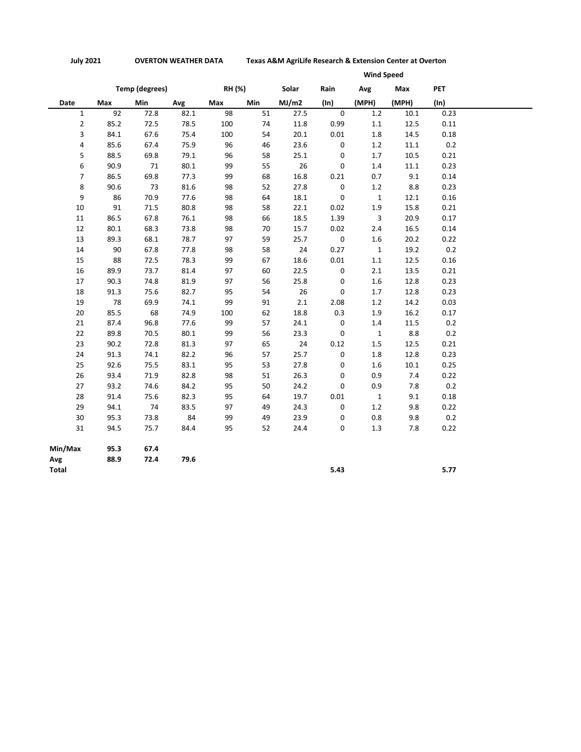**July 2021** **OVERTON WEATHER DATA** **Texas A&M AgriLife Research & Extension Center at Overton**

| | Temp (degrees) | | | RH (%) | | Solar | Rain | Wind Speed | | PET |
|---|---|---|---|---|---|---|---|---|---|---|
| | | | | | | | | Avg | Max | |
| **Date** | **Max** | **Min** | **Avg** | **Max** | **Min** | **MJ/m2** | **(In)** | **(MPH)** | **(MPH)** | **(In)** |
| 1 | 92 | 72.8 | 82.1 | 98 | 51 | 27.5 | 0 | 1.2 | 10.1 | 0.23 |
| 2 | 85.2 | 72.5 | 78.5 | 100 | 74 | 11.8 | 0.99 | 1.1 | 12.5 | 0.11 |
| 3 | 84.1 | 67.6 | 75.4 | 100 | 54 | 20.1 | 0.01 | 1.8 | 14.5 | 0.18 |
| 4 | 85.6 | 67.4 | 75.9 | 96 | 46 | 23.6 | 0 | 1.2 | 11.1 | 0.2 |
| 5 | 88.5 | 69.8 | 79.1 | 96 | 58 | 25.1 | 0 | 1.7 | 10.5 | 0.21 |
| 6 | 90.9 | 71 | 80.1 | 99 | 55 | 26 | 0 | 1.4 | 11.1 | 0.23 |
| 7 | 86.5 | 69.8 | 77.3 | 99 | 68 | 16.8 | 0.21 | 0.7 | 9.1 | 0.14 |
| 8 | 90.6 | 73 | 81.6 | 98 | 52 | 27.8 | 0 | 1.2 | 8.8 | 0.23 |
| 9 | 86 | 70.9 | 77.6 | 98 | 64 | 18.1 | 0 | 1 | 12.1 | 0.16 |
| 10 | 91 | 71.5 | 80.8 | 98 | 58 | 22.1 | 0.02 | 1.9 | 15.8 | 0.21 |
| 11 | 86.5 | 67.8 | 76.1 | 98 | 66 | 18.5 | 1.39 | 3 | 20.9 | 0.17 |
| 12 | 80.1 | 68.3 | 73.8 | 98 | 70 | 15.7 | 0.02 | 2.4 | 16.5 | 0.14 |
| 13 | 89.3 | 68.1 | 78.7 | 97 | 59 | 25.7 | 0 | 1.6 | 20.2 | 0.22 |
| 14 | 90 | 67.8 | 77.8 | 98 | 58 | 24 | 0.27 | 1 | 19.2 | 0.2 |
| 15 | 88 | 72.5 | 78.3 | 99 | 67 | 18.6 | 0.01 | 1.1 | 12.5 | 0.16 |
| 16 | 89.9 | 73.7 | 81.4 | 97 | 60 | 22.5 | 0 | 2.1 | 13.5 | 0.21 |
| 17 | 90.3 | 74.8 | 81.9 | 97 | 56 | 25.8 | 0 | 1.6 | 12.8 | 0.23 |
| 18 | 91.3 | 75.6 | 82.7 | 95 | 54 | 26 | 0 | 1.7 | 12.8 | 0.23 |
| 19 | 78 | 69.9 | 74.1 | 99 | 91 | 2.1 | 2.08 | 1.2 | 14.2 | 0.03 |
| 20 | 85.5 | 68 | 74.9 | 100 | 62 | 18.8 | 0.3 | 1.9 | 16.2 | 0.17 |
| 21 | 87.4 | 96.8 | 77.6 | 99 | 57 | 24.1 | 0 | 1.4 | 11.5 | 0.2 |
| 22 | 89.8 | 70.5 | 80.1 | 99 | 56 | 23.3 | 0 | 1 | 8.8 | 0.2 |
| 23 | 90.2 | 72.8 | 81.3 | 97 | 65 | 24 | 0.12 | 1.5 | 12.5 | 0.21 |
| 24 | 91.3 | 74.1 | 82.2 | 96 | 57 | 25.7 | 0 | 1.8 | 12.8 | 0.23 |
| 25 | 92.6 | 75.5 | 83.1 | 95 | 53 | 27.8 | 0 | 1.6 | 10.1 | 0.25 |
| 26 | 93.4 | 71.9 | 82.8 | 98 | 51 | 26.3 | 0 | 0.9 | 7.4 | 0.22 |
| 27 | 93.2 | 74.6 | 84.2 | 95 | 50 | 24.2 | 0 | 0.9 | 7.8 | 0.2 |
| 28 | 91.4 | 75.6 | 82.3 | 95 | 64 | 19.7 | 0.01 | 1 | 9.1 | 0.18 |
| 29 | 94.1 | 74 | 83.5 | 97 | 49 | 24.3 | 0 | 1.2 | 9.8 | 0.22 |
| 30 | 95.3 | 73.8 | 84 | 99 | 49 | 23.9 | 0 | 0.8 | 9.8 | 0.2 |
| 31 | 94.5 | 75.7 | 84.4 | 95 | 52 | 24.4 | 0 | 1.3 | 7.8 | 0.22 |
| **Min/Max** | **95.3** | **67.4** | | | | | | | | |
| **Avg** | **88.9** | **72.4** | **79.6** | | | | | | | |
| **Total** | | | | | | | **5.43** | | | **5.77** |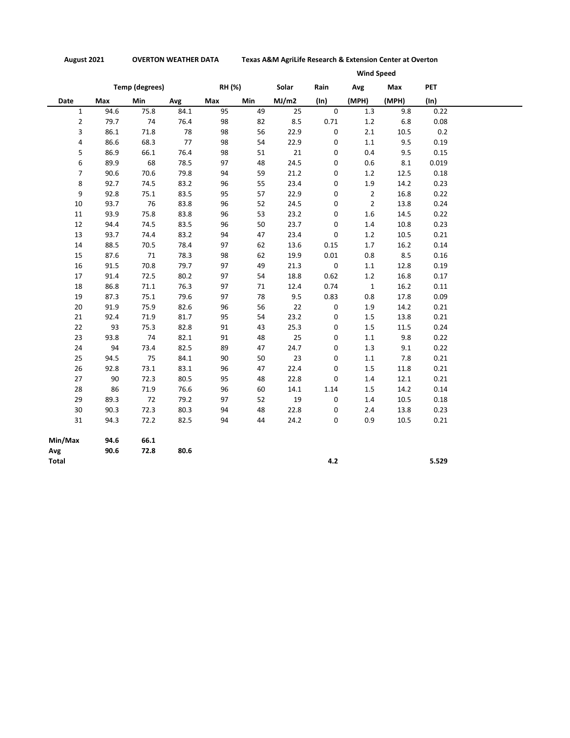**August 2021** **OVERTON WEATHER DATA** **Texas A&M AgriLife Research & Extension Center at Overton**

| | Temp (degrees) | | | RH (%) | | Solar | Rain | Wind Speed | | PET |
|---|---|---|---|---|---|---|---|---|---|---|
| | | | | | | | | Avg | Max | |
| **Date** | **Max** | **Min** | **Avg** | **Max** | **Min** | **MJ/m2** | **(In)** | **(MPH)** | **(MPH)** | **(In)** |
| 1 | 94.6 | 75.8 | 84.1 | 95 | 49 | 25 | 0 | 1.3 | 9.8 | 0.22 |
| 2 | 79.7 | 74 | 76.4 | 98 | 82 | 8.5 | 0.71 | 1.2 | 6.8 | 0.08 |
| 3 | 86.1 | 71.8 | 78 | 98 | 56 | 22.9 | 0 | 2.1 | 10.5 | 0.2 |
| 4 | 86.6 | 68.3 | 77 | 98 | 54 | 22.9 | 0 | 1.1 | 9.5 | 0.19 |
| 5 | 86.9 | 66.1 | 76.4 | 98 | 51 | 21 | 0 | 0.4 | 9.5 | 0.15 |
| 6 | 89.9 | 68 | 78.5 | 97 | 48 | 24.5 | 0 | 0.6 | 8.1 | 0.019 |
| 7 | 90.6 | 70.6 | 79.8 | 94 | 59 | 21.2 | 0 | 1.2 | 12.5 | 0.18 |
| 8 | 92.7 | 74.5 | 83.2 | 96 | 55 | 23.4 | 0 | 1.9 | 14.2 | 0.23 |
| 9 | 92.8 | 75.1 | 83.5 | 95 | 57 | 22.9 | 0 | 2 | 16.8 | 0.22 |
| 10 | 93.7 | 76 | 83.8 | 96 | 52 | 24.5 | 0 | 2 | 13.8 | 0.24 |
| 11 | 93.9 | 75.8 | 83.8 | 96 | 53 | 23.2 | 0 | 1.6 | 14.5 | 0.22 |
| 12 | 94.4 | 74.5 | 83.5 | 96 | 50 | 23.7 | 0 | 1.4 | 10.8 | 0.23 |
| 13 | 93.7 | 74.4 | 83.2 | 94 | 47 | 23.4 | 0 | 1.2 | 10.5 | 0.21 |
| 14 | 88.5 | 70.5 | 78.4 | 97 | 62 | 13.6 | 0.15 | 1.7 | 16.2 | 0.14 |
| 15 | 87.6 | 71 | 78.3 | 98 | 62 | 19.9 | 0.01 | 0.8 | 8.5 | 0.16 |
| 16 | 91.5 | 70.8 | 79.7 | 97 | 49 | 21.3 | 0 | 1.1 | 12.8 | 0.19 |
| 17 | 91.4 | 72.5 | 80.2 | 97 | 54 | 18.8 | 0.62 | 1.2 | 16.8 | 0.17 |
| 18 | 86.8 | 71.1 | 76.3 | 97 | 71 | 12.4 | 0.74 | 1 | 16.2 | 0.11 |
| 19 | 87.3 | 75.1 | 79.6 | 97 | 78 | 9.5 | 0.83 | 0.8 | 17.8 | 0.09 |
| 20 | 91.9 | 75.9 | 82.6 | 96 | 56 | 22 | 0 | 1.9 | 14.2 | 0.21 |
| 21 | 92.4 | 71.9 | 81.7 | 95 | 54 | 23.2 | 0 | 1.5 | 13.8 | 0.21 |
| 22 | 93 | 75.3 | 82.8 | 91 | 43 | 25.3 | 0 | 1.5 | 11.5 | 0.24 |
| 23 | 93.8 | 74 | 82.1 | 91 | 48 | 25 | 0 | 1.1 | 9.8 | 0.22 |
| 24 | 94 | 73.4 | 82.5 | 89 | 47 | 24.7 | 0 | 1.3 | 9.1 | 0.22 |
| 25 | 94.5 | 75 | 84.1 | 90 | 50 | 23 | 0 | 1.1 | 7.8 | 0.21 |
| 26 | 92.8 | 73.1 | 83.1 | 96 | 47 | 22.4 | 0 | 1.5 | 11.8 | 0.21 |
| 27 | 90 | 72.3 | 80.5 | 95 | 48 | 22.8 | 0 | 1.4 | 12.1 | 0.21 |
| 28 | 86 | 71.9 | 76.6 | 96 | 60 | 14.1 | 1.14 | 1.5 | 14.2 | 0.14 |
| 29 | 89.3 | 72 | 79.2 | 97 | 52 | 19 | 0 | 1.4 | 10.5 | 0.18 |
| 30 | 90.3 | 72.3 | 80.3 | 94 | 48 | 22.8 | 0 | 2.4 | 13.8 | 0.23 |
| 31 | 94.3 | 72.2 | 82.5 | 94 | 44 | 24.2 | 0 | 0.9 | 10.5 | 0.21 |
| **Min/Max** | **94.6** | **66.1** | | | | | | | | |
| **Avg** | **90.6** | **72.8** | **80.6** | | | | | | | |
| **Total** | | | | | | | **4.2** | | | **5.529** |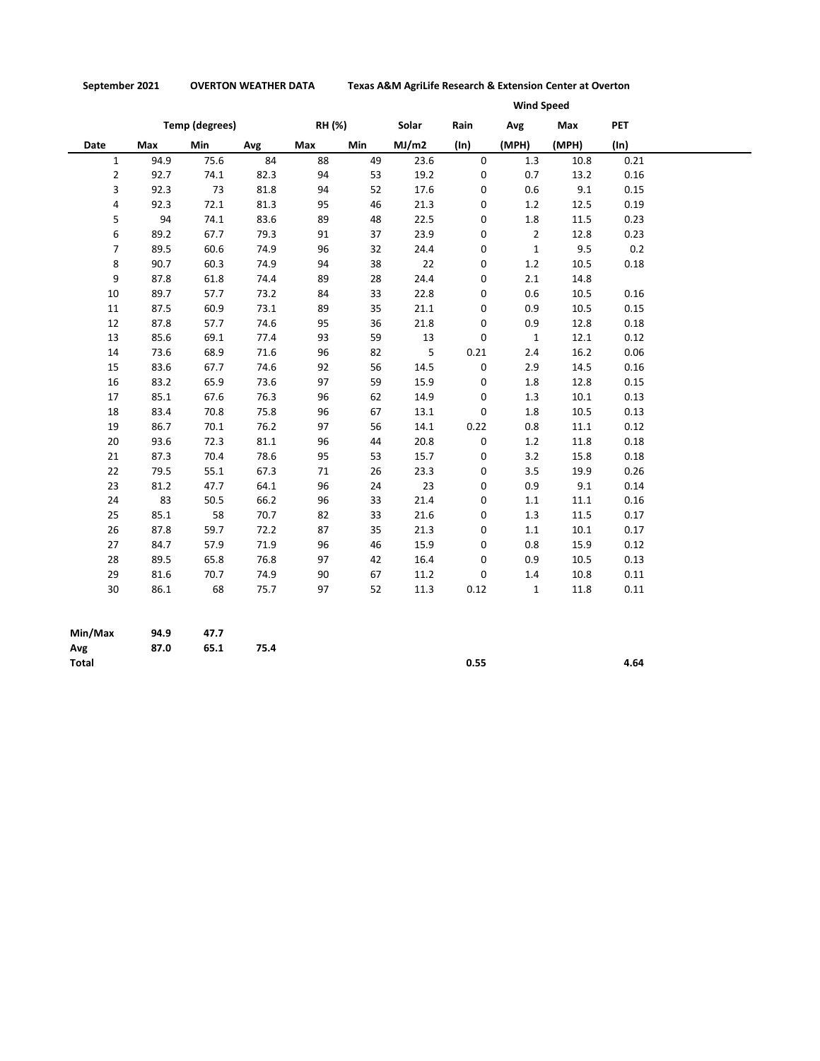**September 2021** **OVERTON WEATHER DATA** **Texas A&M AgriLife Research & Extension Center at Overton**

| | Temp (degrees) | | | RH (%) | | Solar | Rain | Wind Speed | | PET |
|---|---|---|---|---|---|---|---|---|---|---|
| | | | | | | | | Avg | Max | |
| Date | Max | Min | Avg | Max | Min | MJ/m2 | (In) | (MPH) | (MPH) | (In) |
| 1 | 94.9 | 75.6 | 84 | 88 | 49 | 23.6 | 0 | 1.3 | 10.8 | 0.21 |
| 2 | 92.7 | 74.1 | 82.3 | 94 | 53 | 19.2 | 0 | 0.7 | 13.2 | 0.16 |
| 3 | 92.3 | 73 | 81.8 | 94 | 52 | 17.6 | 0 | 0.6 | 9.1 | 0.15 |
| 4 | 92.3 | 72.1 | 81.3 | 95 | 46 | 21.3 | 0 | 1.2 | 12.5 | 0.19 |
| 5 | 94 | 74.1 | 83.6 | 89 | 48 | 22.5 | 0 | 1.8 | 11.5 | 0.23 |
| 6 | 89.2 | 67.7 | 79.3 | 91 | 37 | 23.9 | 0 | 2 | 12.8 | 0.23 |
| 7 | 89.5 | 60.6 | 74.9 | 96 | 32 | 24.4 | 0 | 1 | 9.5 | 0.2 |
| 8 | 90.7 | 60.3 | 74.9 | 94 | 38 | 22 | 0 | 1.2 | 10.5 | 0.18 |
| 9 | 87.8 | 61.8 | 74.4 | 89 | 28 | 24.4 | 0 | 2.1 | 14.8 | |
| 10 | 89.7 | 57.7 | 73.2 | 84 | 33 | 22.8 | 0 | 0.6 | 10.5 | 0.16 |
| 11 | 87.5 | 60.9 | 73.1 | 89 | 35 | 21.1 | 0 | 0.9 | 10.5 | 0.15 |
| 12 | 87.8 | 57.7 | 74.6 | 95 | 36 | 21.8 | 0 | 0.9 | 12.8 | 0.18 |
| 13 | 85.6 | 69.1 | 77.4 | 93 | 59 | 13 | 0 | 1 | 12.1 | 0.12 |
| 14 | 73.6 | 68.9 | 71.6 | 96 | 82 | 5 | 0.21 | 2.4 | 16.2 | 0.06 |
| 15 | 83.6 | 67.7 | 74.6 | 92 | 56 | 14.5 | 0 | 2.9 | 14.5 | 0.16 |
| 16 | 83.2 | 65.9 | 73.6 | 97 | 59 | 15.9 | 0 | 1.8 | 12.8 | 0.15 |
| 17 | 85.1 | 67.6 | 76.3 | 96 | 62 | 14.9 | 0 | 1.3 | 10.1 | 0.13 |
| 18 | 83.4 | 70.8 | 75.8 | 96 | 67 | 13.1 | 0 | 1.8 | 10.5 | 0.13 |
| 19 | 86.7 | 70.1 | 76.2 | 97 | 56 | 14.1 | 0.22 | 0.8 | 11.1 | 0.12 |
| 20 | 93.6 | 72.3 | 81.1 | 96 | 44 | 20.8 | 0 | 1.2 | 11.8 | 0.18 |
| 21 | 87.3 | 70.4 | 78.6 | 95 | 53 | 15.7 | 0 | 3.2 | 15.8 | 0.18 |
| 22 | 79.5 | 55.1 | 67.3 | 71 | 26 | 23.3 | 0 | 3.5 | 19.9 | 0.26 |
| 23 | 81.2 | 47.7 | 64.1 | 96 | 24 | 23 | 0 | 0.9 | 9.1 | 0.14 |
| 24 | 83 | 50.5 | 66.2 | 96 | 33 | 21.4 | 0 | 1.1 | 11.1 | 0.16 |
| 25 | 85.1 | 58 | 70.7 | 82 | 33 | 21.6 | 0 | 1.3 | 11.5 | 0.17 |
| 26 | 87.8 | 59.7 | 72.2 | 87 | 35 | 21.3 | 0 | 1.1 | 10.1 | 0.17 |
| 27 | 84.7 | 57.9 | 71.9 | 96 | 46 | 15.9 | 0 | 0.8 | 15.9 | 0.12 |
| 28 | 89.5 | 65.8 | 76.8 | 97 | 42 | 16.4 | 0 | 0.9 | 10.5 | 0.13 |
| 29 | 81.6 | 70.7 | 74.9 | 90 | 67 | 11.2 | 0 | 1.4 | 10.8 | 0.11 |
| 30 | 86.1 | 68 | 75.7 | 97 | 52 | 11.3 | 0.12 | 1 | 11.8 | 0.11 |
| | | | | | | | | | | |
| **Min/Max** | **94.9** | **47.7** | | | | | | | | |
| **Avg** | **87.0** | **65.1** | **75.4** | | | | | | | |
| **Total** | | | | | | | **0.55** | | | **4.64** |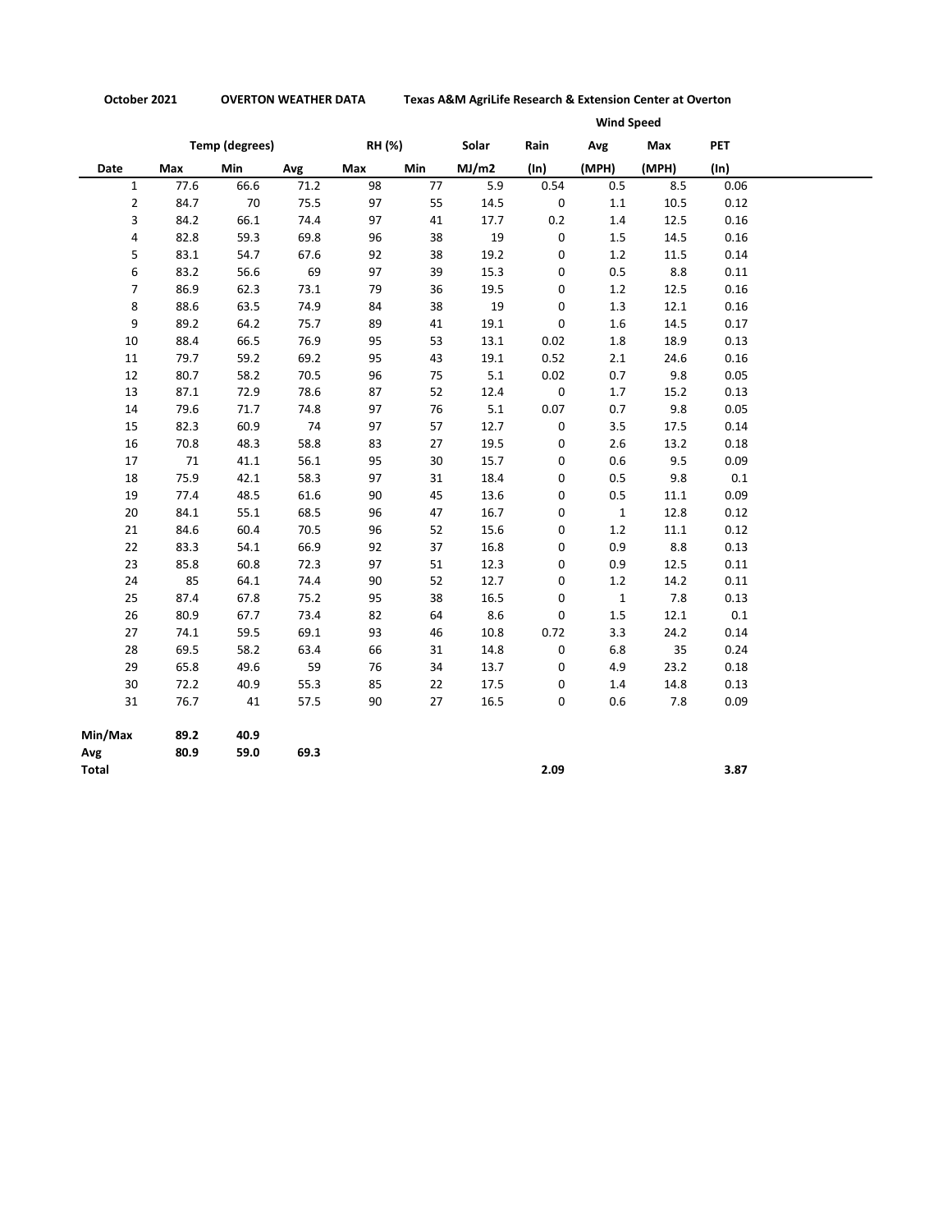**October 2021** **OVERTON WEATHER DATA** **Texas A&M AgriLife Research & Extension Center at Overton**

| | Temp (degrees) | | | RH (%) | | Solar | Rain | Wind Speed Avg | Wind Speed Max | PET |
|---|---|---|---|---|---|---|---|---|---|---|
| **Date** | **Max** | **Min** | **Avg** | **Max** | **Min** | **MJ/m2** | **(In)** | **(MPH)** | **(MPH)** | **(In)** |
| 1 | 77.6 | 66.6 | 71.2 | 98 | 77 | 5.9 | 0.54 | 0.5 | 8.5 | 0.06 |
| 2 | 84.7 | 70 | 75.5 | 97 | 55 | 14.5 | 0 | 1.1 | 10.5 | 0.12 |
| 3 | 84.2 | 66.1 | 74.4 | 97 | 41 | 17.7 | 0.2 | 1.4 | 12.5 | 0.16 |
| 4 | 82.8 | 59.3 | 69.8 | 96 | 38 | 19 | 0 | 1.5 | 14.5 | 0.16 |
| 5 | 83.1 | 54.7 | 67.6 | 92 | 38 | 19.2 | 0 | 1.2 | 11.5 | 0.14 |
| 6 | 83.2 | 56.6 | 69 | 97 | 39 | 15.3 | 0 | 0.5 | 8.8 | 0.11 |
| 7 | 86.9 | 62.3 | 73.1 | 79 | 36 | 19.5 | 0 | 1.2 | 12.5 | 0.16 |
| 8 | 88.6 | 63.5 | 74.9 | 84 | 38 | 19 | 0 | 1.3 | 12.1 | 0.16 |
| 9 | 89.2 | 64.2 | 75.7 | 89 | 41 | 19.1 | 0 | 1.6 | 14.5 | 0.17 |
| 10 | 88.4 | 66.5 | 76.9 | 95 | 53 | 13.1 | 0.02 | 1.8 | 18.9 | 0.13 |
| 11 | 79.7 | 59.2 | 69.2 | 95 | 43 | 19.1 | 0.52 | 2.1 | 24.6 | 0.16 |
| 12 | 80.7 | 58.2 | 70.5 | 96 | 75 | 5.1 | 0.02 | 0.7 | 9.8 | 0.05 |
| 13 | 87.1 | 72.9 | 78.6 | 87 | 52 | 12.4 | 0 | 1.7 | 15.2 | 0.13 |
| 14 | 79.6 | 71.7 | 74.8 | 97 | 76 | 5.1 | 0.07 | 0.7 | 9.8 | 0.05 |
| 15 | 82.3 | 60.9 | 74 | 97 | 57 | 12.7 | 0 | 3.5 | 17.5 | 0.14 |
| 16 | 70.8 | 48.3 | 58.8 | 83 | 27 | 19.5 | 0 | 2.6 | 13.2 | 0.18 |
| 17 | 71 | 41.1 | 56.1 | 95 | 30 | 15.7 | 0 | 0.6 | 9.5 | 0.09 |
| 18 | 75.9 | 42.1 | 58.3 | 97 | 31 | 18.4 | 0 | 0.5 | 9.8 | 0.1 |
| 19 | 77.4 | 48.5 | 61.6 | 90 | 45 | 13.6 | 0 | 0.5 | 11.1 | 0.09 |
| 20 | 84.1 | 55.1 | 68.5 | 96 | 47 | 16.7 | 0 | 1 | 12.8 | 0.12 |
| 21 | 84.6 | 60.4 | 70.5 | 96 | 52 | 15.6 | 0 | 1.2 | 11.1 | 0.12 |
| 22 | 83.3 | 54.1 | 66.9 | 92 | 37 | 16.8 | 0 | 0.9 | 8.8 | 0.13 |
| 23 | 85.8 | 60.8 | 72.3 | 97 | 51 | 12.3 | 0 | 0.9 | 12.5 | 0.11 |
| 24 | 85 | 64.1 | 74.4 | 90 | 52 | 12.7 | 0 | 1.2 | 14.2 | 0.11 |
| 25 | 87.4 | 67.8 | 75.2 | 95 | 38 | 16.5 | 0 | 1 | 7.8 | 0.13 |
| 26 | 80.9 | 67.7 | 73.4 | 82 | 64 | 8.6 | 0 | 1.5 | 12.1 | 0.1 |
| 27 | 74.1 | 59.5 | 69.1 | 93 | 46 | 10.8 | 0.72 | 3.3 | 24.2 | 0.14 |
| 28 | 69.5 | 58.2 | 63.4 | 66 | 31 | 14.8 | 0 | 6.8 | 35 | 0.24 |
| 29 | 65.8 | 49.6 | 59 | 76 | 34 | 13.7 | 0 | 4.9 | 23.2 | 0.18 |
| 30 | 72.2 | 40.9 | 55.3 | 85 | 22 | 17.5 | 0 | 1.4 | 14.8 | 0.13 |
| 31 | 76.7 | 41 | 57.5 | 90 | 27 | 16.5 | 0 | 0.6 | 7.8 | 0.09 |
| **Min/Max** | **89.2** | **40.9** | | | | | | | | |
| **Avg** | **80.9** | **59.0** | **69.3** | | | | | | | |
| **Total** | | | | | | | **2.09** | | | **3.87** |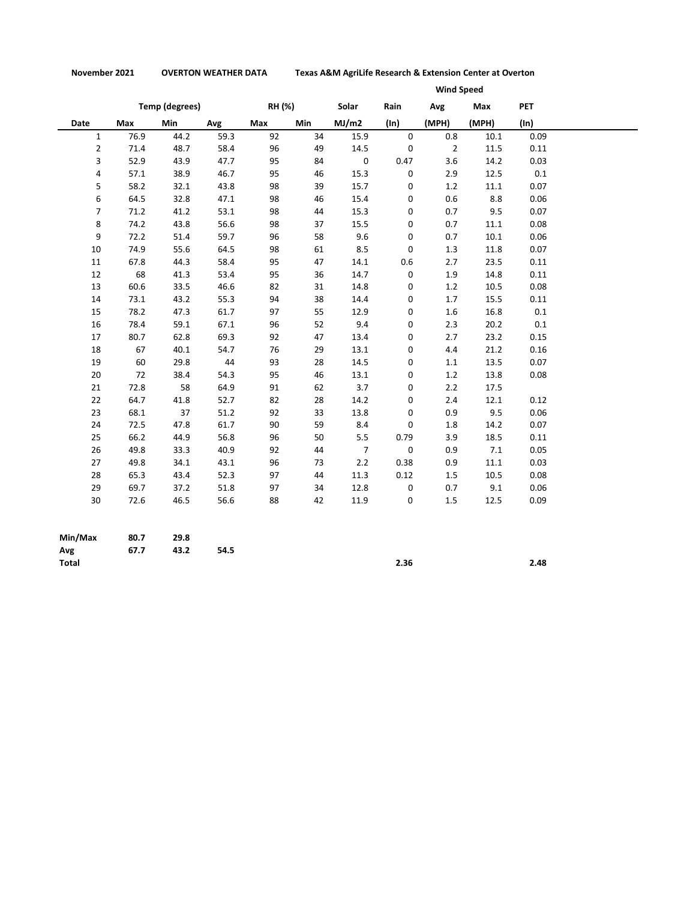**November 2021 OVERTON WEATHER DATA Texas A&M AgriLife Research & Extension Center at Overton**

| | Temp (degrees) | | | RH (%) | | Solar | Rain | Wind Speed | | PET |
|---|---|---|---|---|---|---|---|---|---|---|
| | | | | | | | | Avg | Max | |
| Date | Max | Min | Avg | Max | Min | MJ/m2 | (In) | (MPH) | (MPH) | (In) |
| 1 | 76.9 | 44.2 | 59.3 | 92 | 34 | 15.9 | 0 | 0.8 | 10.1 | 0.09 |
| 2 | 71.4 | 48.7 | 58.4 | 96 | 49 | 14.5 | 0 | 2 | 11.5 | 0.11 |
| 3 | 52.9 | 43.9 | 47.7 | 95 | 84 | 0 | 0.47 | 3.6 | 14.2 | 0.03 |
| 4 | 57.1 | 38.9 | 46.7 | 95 | 46 | 15.3 | 0 | 2.9 | 12.5 | 0.1 |
| 5 | 58.2 | 32.1 | 43.8 | 98 | 39 | 15.7 | 0 | 1.2 | 11.1 | 0.07 |
| 6 | 64.5 | 32.8 | 47.1 | 98 | 46 | 15.4 | 0 | 0.6 | 8.8 | 0.06 |
| 7 | 71.2 | 41.2 | 53.1 | 98 | 44 | 15.3 | 0 | 0.7 | 9.5 | 0.07 |
| 8 | 74.2 | 43.8 | 56.6 | 98 | 37 | 15.5 | 0 | 0.7 | 11.1 | 0.08 |
| 9 | 72.2 | 51.4 | 59.7 | 96 | 58 | 9.6 | 0 | 0.7 | 10.1 | 0.06 |
| 10 | 74.9 | 55.6 | 64.5 | 98 | 61 | 8.5 | 0 | 1.3 | 11.8 | 0.07 |
| 11 | 67.8 | 44.3 | 58.4 | 95 | 47 | 14.1 | 0.6 | 2.7 | 23.5 | 0.11 |
| 12 | 68 | 41.3 | 53.4 | 95 | 36 | 14.7 | 0 | 1.9 | 14.8 | 0.11 |
| 13 | 60.6 | 33.5 | 46.6 | 82 | 31 | 14.8 | 0 | 1.2 | 10.5 | 0.08 |
| 14 | 73.1 | 43.2 | 55.3 | 94 | 38 | 14.4 | 0 | 1.7 | 15.5 | 0.11 |
| 15 | 78.2 | 47.3 | 61.7 | 97 | 55 | 12.9 | 0 | 1.6 | 16.8 | 0.1 |
| 16 | 78.4 | 59.1 | 67.1 | 96 | 52 | 9.4 | 0 | 2.3 | 20.2 | 0.1 |
| 17 | 80.7 | 62.8 | 69.3 | 92 | 47 | 13.4 | 0 | 2.7 | 23.2 | 0.15 |
| 18 | 67 | 40.1 | 54.7 | 76 | 29 | 13.1 | 0 | 4.4 | 21.2 | 0.16 |
| 19 | 60 | 29.8 | 44 | 93 | 28 | 14.5 | 0 | 1.1 | 13.5 | 0.07 |
| 20 | 72 | 38.4 | 54.3 | 95 | 46 | 13.1 | 0 | 1.2 | 13.8 | 0.08 |
| 21 | 72.8 | 58 | 64.9 | 91 | 62 | 3.7 | 0 | 2.2 | 17.5 | |
| 22 | 64.7 | 41.8 | 52.7 | 82 | 28 | 14.2 | 0 | 2.4 | 12.1 | 0.12 |
| 23 | 68.1 | 37 | 51.2 | 92 | 33 | 13.8 | 0 | 0.9 | 9.5 | 0.06 |
| 24 | 72.5 | 47.8 | 61.7 | 90 | 59 | 8.4 | 0 | 1.8 | 14.2 | 0.07 |
| 25 | 66.2 | 44.9 | 56.8 | 96 | 50 | 5.5 | 0.79 | 3.9 | 18.5 | 0.11 |
| 26 | 49.8 | 33.3 | 40.9 | 92 | 44 | 7 | 0 | 0.9 | 7.1 | 0.05 |
| 27 | 49.8 | 34.1 | 43.1 | 96 | 73 | 2.2 | 0.38 | 0.9 | 11.1 | 0.03 |
| 28 | 65.3 | 43.4 | 52.3 | 97 | 44 | 11.3 | 0.12 | 1.5 | 10.5 | 0.08 |
| 29 | 69.7 | 37.2 | 51.8 | 97 | 34 | 12.8 | 0 | 0.7 | 9.1 | 0.06 |
| 30 | 72.6 | 46.5 | 56.6 | 88 | 42 | 11.9 | 0 | 1.5 | 12.5 | 0.09 |
| | | | | | | | | | | |
| **Min/Max** | **80.7** | **29.8** | | | | | | | | |
| **Avg** | **67.7** | **43.2** | **54.5** | | | | | | | |
| **Total** | | | | | | | **2.36** | | | **2.48** |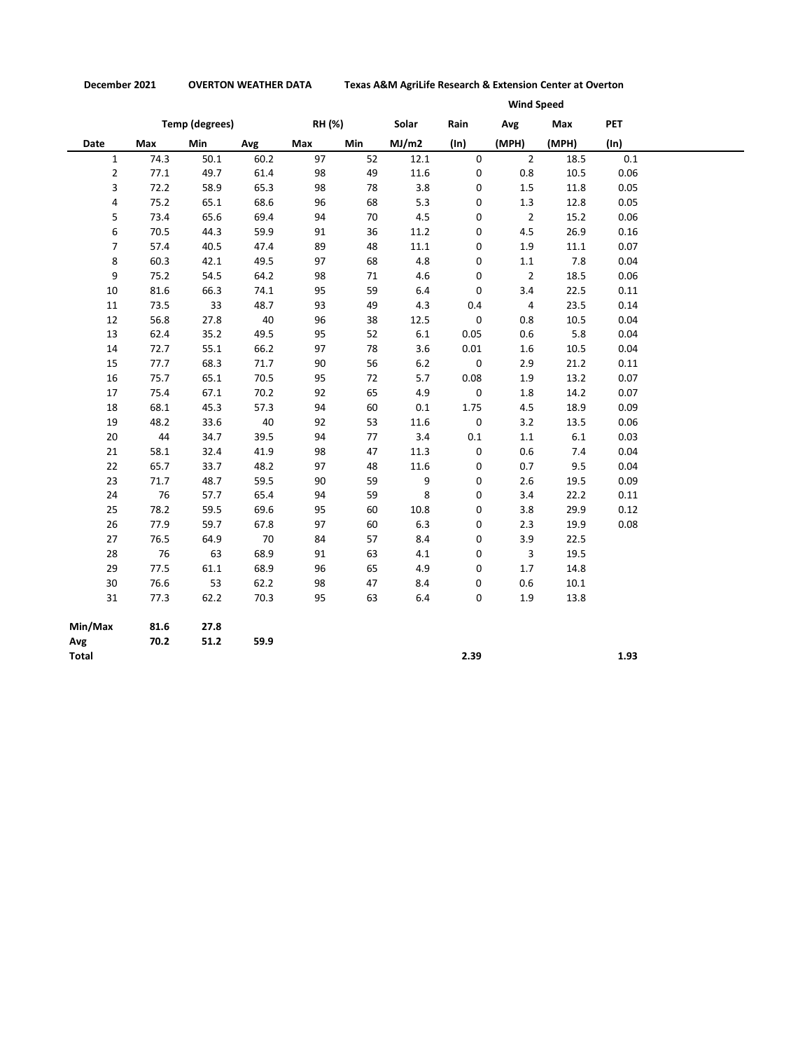**December 2021 OVERTON WEATHER DATA Texas A&M AgriLife Research & Extension Center at Overton**

| | Temp (degrees) | | | RH (%) | | Solar | Rain | Wind Speed | | PET |
|---|---|---|---|---|---|---|---|---|---|---|
| | | | | | | | | Avg | Max | |
| Date | Max | Min | Avg | Max | Min | MJ/m2 | (In) | (MPH) | (MPH) | (In) |
| 1 | 74.3 | 50.1 | 60.2 | 97 | 52 | 12.1 | 0 | 2 | 18.5 | 0.1 |
| 2 | 77.1 | 49.7 | 61.4 | 98 | 49 | 11.6 | 0 | 0.8 | 10.5 | 0.06 |
| 3 | 72.2 | 58.9 | 65.3 | 98 | 78 | 3.8 | 0 | 1.5 | 11.8 | 0.05 |
| 4 | 75.2 | 65.1 | 68.6 | 96 | 68 | 5.3 | 0 | 1.3 | 12.8 | 0.05 |
| 5 | 73.4 | 65.6 | 69.4 | 94 | 70 | 4.5 | 0 | 2 | 15.2 | 0.06 |
| 6 | 70.5 | 44.3 | 59.9 | 91 | 36 | 11.2 | 0 | 4.5 | 26.9 | 0.16 |
| 7 | 57.4 | 40.5 | 47.4 | 89 | 48 | 11.1 | 0 | 1.9 | 11.1 | 0.07 |
| 8 | 60.3 | 42.1 | 49.5 | 97 | 68 | 4.8 | 0 | 1.1 | 7.8 | 0.04 |
| 9 | 75.2 | 54.5 | 64.2 | 98 | 71 | 4.6 | 0 | 2 | 18.5 | 0.06 |
| 10 | 81.6 | 66.3 | 74.1 | 95 | 59 | 6.4 | 0 | 3.4 | 22.5 | 0.11 |
| 11 | 73.5 | 33 | 48.7 | 93 | 49 | 4.3 | 0.4 | 4 | 23.5 | 0.14 |
| 12 | 56.8 | 27.8 | 40 | 96 | 38 | 12.5 | 0 | 0.8 | 10.5 | 0.04 |
| 13 | 62.4 | 35.2 | 49.5 | 95 | 52 | 6.1 | 0.05 | 0.6 | 5.8 | 0.04 |
| 14 | 72.7 | 55.1 | 66.2 | 97 | 78 | 3.6 | 0.01 | 1.6 | 10.5 | 0.04 |
| 15 | 77.7 | 68.3 | 71.7 | 90 | 56 | 6.2 | 0 | 2.9 | 21.2 | 0.11 |
| 16 | 75.7 | 65.1 | 70.5 | 95 | 72 | 5.7 | 0.08 | 1.9 | 13.2 | 0.07 |
| 17 | 75.4 | 67.1 | 70.2 | 92 | 65 | 4.9 | 0 | 1.8 | 14.2 | 0.07 |
| 18 | 68.1 | 45.3 | 57.3 | 94 | 60 | 0.1 | 1.75 | 4.5 | 18.9 | 0.09 |
| 19 | 48.2 | 33.6 | 40 | 92 | 53 | 11.6 | 0 | 3.2 | 13.5 | 0.06 |
| 20 | 44 | 34.7 | 39.5 | 94 | 77 | 3.4 | 0.1 | 1.1 | 6.1 | 0.03 |
| 21 | 58.1 | 32.4 | 41.9 | 98 | 47 | 11.3 | 0 | 0.6 | 7.4 | 0.04 |
| 22 | 65.7 | 33.7 | 48.2 | 97 | 48 | 11.6 | 0 | 0.7 | 9.5 | 0.04 |
| 23 | 71.7 | 48.7 | 59.5 | 90 | 59 | 9 | 0 | 2.6 | 19.5 | 0.09 |
| 24 | 76 | 57.7 | 65.4 | 94 | 59 | 8 | 0 | 3.4 | 22.2 | 0.11 |
| 25 | 78.2 | 59.5 | 69.6 | 95 | 60 | 10.8 | 0 | 3.8 | 29.9 | 0.12 |
| 26 | 77.9 | 59.7 | 67.8 | 97 | 60 | 6.3 | 0 | 2.3 | 19.9 | 0.08 |
| 27 | 76.5 | 64.9 | 70 | 84 | 57 | 8.4 | 0 | 3.9 | 22.5 | |
| 28 | 76 | 63 | 68.9 | 91 | 63 | 4.1 | 0 | 3 | 19.5 | |
| 29 | 77.5 | 61.1 | 68.9 | 96 | 65 | 4.9 | 0 | 1.7 | 14.8 | |
| 30 | 76.6 | 53 | 62.2 | 98 | 47 | 8.4 | 0 | 0.6 | 10.1 | |
| 31 | 77.3 | 62.2 | 70.3 | 95 | 63 | 6.4 | 0 | 1.9 | 13.8 | |
| **Min/Max** | **81.6** | **27.8** | | | | | | | | |
| **Avg** | **70.2** | **51.2** | **59.9** | | | | | | | |
| **Total** | | | | | | | **2.39** | | | **1.93** |